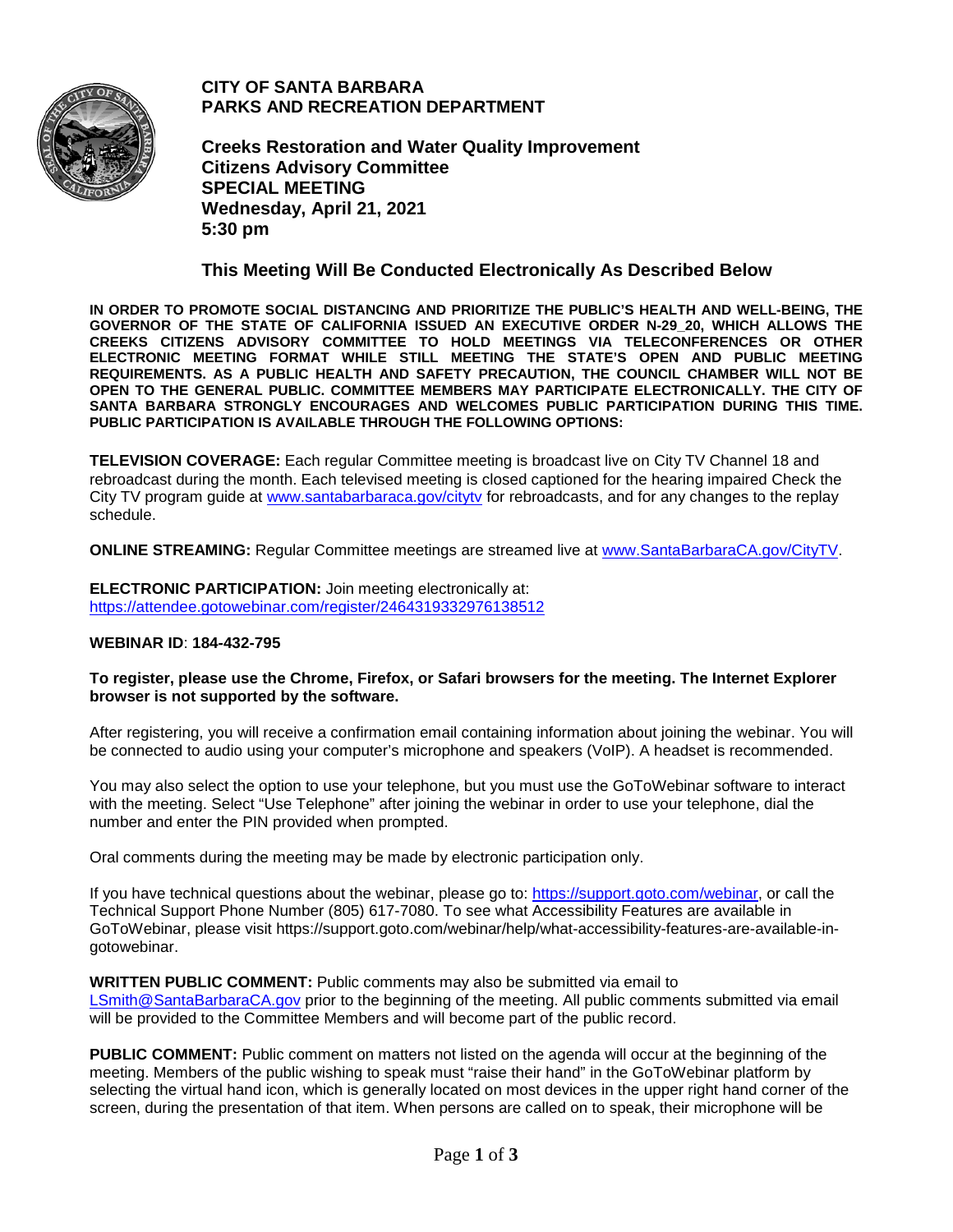# CITY OF SANTA BARBARA
## PARKS AND RECREATION DEPARTMENT

**Creeks Restoration and Water Quality Improvement**
**Citizens Advisory Committee**
**SPECIAL MEETING**
**Wednesday, April 21, 2021**
**5:30 pm**

## This Meeting Will Be Conducted Electronically As Described Below

**IN ORDER TO PROMOTE SOCIAL DISTANCING AND PRIORITIZE THE PUBLIC'S HEALTH AND WELL-BEING, THE GOVERNOR OF THE STATE OF CALIFORNIA ISSUED AN EXECUTIVE ORDER N-29_20, WHICH ALLOWS THE CREEKS CITIZENS ADVISORY COMMITTEE TO HOLD MEETINGS VIA TELECONFERENCES OR OTHER ELECTRONIC MEETING FORMAT WHILE STILL MEETING THE STATE'S OPEN AND PUBLIC MEETING REQUIREMENTS. AS A PUBLIC HEALTH AND SAFETY PRECAUTION, THE COUNCIL CHAMBER WILL NOT BE OPEN TO THE GENERAL PUBLIC. COMMITTEE MEMBERS MAY PARTICIPATE ELECTRONICALLY. THE CITY OF SANTA BARBARA STRONGLY ENCOURAGES AND WELCOMES PUBLIC PARTICIPATION DURING THIS TIME. PUBLIC PARTICIPATION IS AVAILABLE THROUGH THE FOLLOWING OPTIONS:**

**TELEVISION COVERAGE:** Each regular Committee meeting is broadcast live on City TV Channel 18 and rebroadcast during the month. Each televised meeting is closed captioned for the hearing impaired Check the City TV program guide at www.santabarbaraca.gov/citytv for rebroadcasts, and for any changes to the replay schedule.

**ONLINE STREAMING:** Regular Committee meetings are streamed live at www.SantaBarbaraCA.gov/CityTV.

**ELECTRONIC PARTICIPATION:** Join meeting electronically at:
https://attendee.gotowebinar.com/register/2464319332976138512

**WEBINAR ID**: **184-432-795**

**To register, please use the Chrome, Firefox, or Safari browsers for the meeting. The Internet Explorer browser is not supported by the software.**

After registering, you will receive a confirmation email containing information about joining the webinar. You will be connected to audio using your computer's microphone and speakers (VoIP). A headset is recommended.

You may also select the option to use your telephone, but you must use the GoToWebinar software to interact with the meeting. Select "Use Telephone" after joining the webinar in order to use your telephone, dial the number and enter the PIN provided when prompted.

Oral comments during the meeting may be made by electronic participation only.

If you have technical questions about the webinar, please go to: https://support.goto.com/webinar, or call the Technical Support Phone Number (805) 617-7080. To see what Accessibility Features are available in GoToWebinar, please visit https://support.goto.com/webinar/help/what-accessibility-features-are-available-in-gotowebinar.

**WRITTEN PUBLIC COMMENT:** Public comments may also be submitted via email to LSmith@SantaBarbaraCA.gov prior to the beginning of the meeting. All public comments submitted via email will be provided to the Committee Members and will become part of the public record.

**PUBLIC COMMENT:** Public comment on matters not listed on the agenda will occur at the beginning of the meeting. Members of the public wishing to speak must "raise their hand" in the GoToWebinar platform by selecting the virtual hand icon, which is generally located on most devices in the upper right hand corner of the screen, during the presentation of that item. When persons are called on to speak, their microphone will be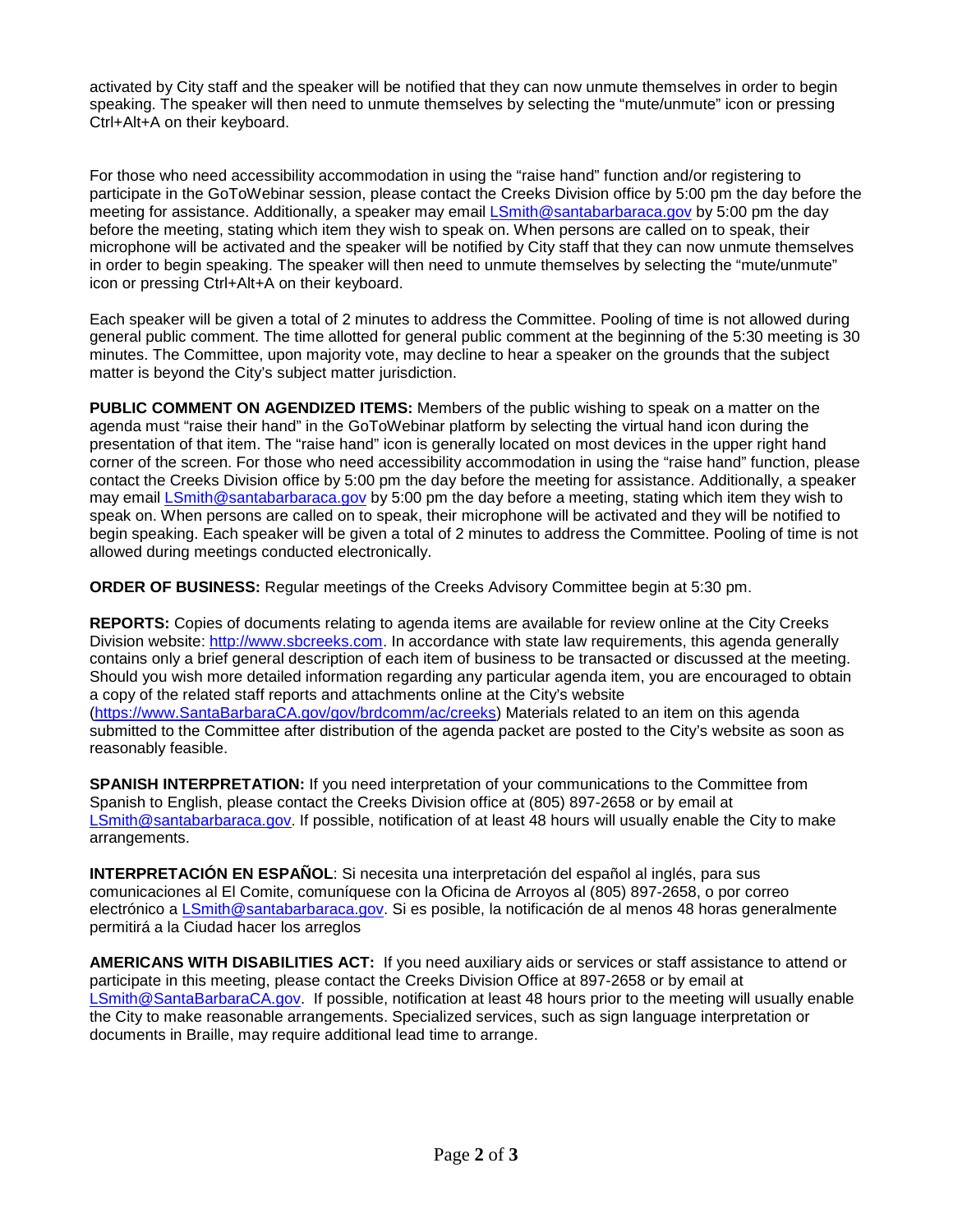activated by City staff and the speaker will be notified that they can now unmute themselves in order to begin speaking. The speaker will then need to unmute themselves by selecting the "mute/unmute" icon or pressing Ctrl+Alt+A on their keyboard.

For those who need accessibility accommodation in using the "raise hand" function and/or registering to participate in the GoToWebinar session, please contact the Creeks Division office by 5:00 pm the day before the meeting for assistance. Additionally, a speaker may email LSmith@santabarbaraca.gov by 5:00 pm the day before the meeting, stating which item they wish to speak on. When persons are called on to speak, their microphone will be activated and the speaker will be notified by City staff that they can now unmute themselves in order to begin speaking. The speaker will then need to unmute themselves by selecting the "mute/unmute" icon or pressing Ctrl+Alt+A on their keyboard.

Each speaker will be given a total of 2 minutes to address the Committee. Pooling of time is not allowed during general public comment. The time allotted for general public comment at the beginning of the 5:30 meeting is 30 minutes. The Committee, upon majority vote, may decline to hear a speaker on the grounds that the subject matter is beyond the City's subject matter jurisdiction.

**PUBLIC COMMENT ON AGENDIZED ITEMS:** Members of the public wishing to speak on a matter on the agenda must "raise their hand" in the GoToWebinar platform by selecting the virtual hand icon during the presentation of that item. The "raise hand" icon is generally located on most devices in the upper right hand corner of the screen. For those who need accessibility accommodation in using the "raise hand" function, please contact the Creeks Division office by 5:00 pm the day before the meeting for assistance. Additionally, a speaker may email LSmith@santabarbaraca.gov by 5:00 pm the day before a meeting, stating which item they wish to speak on. When persons are called on to speak, their microphone will be activated and they will be notified to begin speaking. Each speaker will be given a total of 2 minutes to address the Committee. Pooling of time is not allowed during meetings conducted electronically.

**ORDER OF BUSINESS:** Regular meetings of the Creeks Advisory Committee begin at 5:30 pm.

**REPORTS:** Copies of documents relating to agenda items are available for review online at the City Creeks Division website: http://www.sbcreeks.com. In accordance with state law requirements, this agenda generally contains only a brief general description of each item of business to be transacted or discussed at the meeting. Should you wish more detailed information regarding any particular agenda item, you are encouraged to obtain a copy of the related staff reports and attachments online at the City's website (https://www.SantaBarbaraCA.gov/gov/brdcomm/ac/creeks) Materials related to an item on this agenda submitted to the Committee after distribution of the agenda packet are posted to the City's website as soon as reasonably feasible.

**SPANISH INTERPRETATION:** If you need interpretation of your communications to the Committee from Spanish to English, please contact the Creeks Division office at (805) 897-2658 or by email at LSmith@santabarbaraca.gov. If possible, notification of at least 48 hours will usually enable the City to make arrangements.

**INTERPRETACIÓN EN ESPAÑOL**: Si necesita una interpretación del español al inglés, para sus comunicaciones al El Comite, comuníquese con la Oficina de Arroyos al (805) 897-2658, o por correo electrónico a LSmith@santabarbaraca.gov. Si es posible, la notificación de al menos 48 horas generalmente permitirá a la Ciudad hacer los arreglos

**AMERICANS WITH DISABILITIES ACT:** If you need auxiliary aids or services or staff assistance to attend or participate in this meeting, please contact the Creeks Division Office at 897-2658 or by email at LSmith@SantaBarbaraCA.gov. If possible, notification at least 48 hours prior to the meeting will usually enable the City to make reasonable arrangements. Specialized services, such as sign language interpretation or documents in Braille, may require additional lead time to arrange.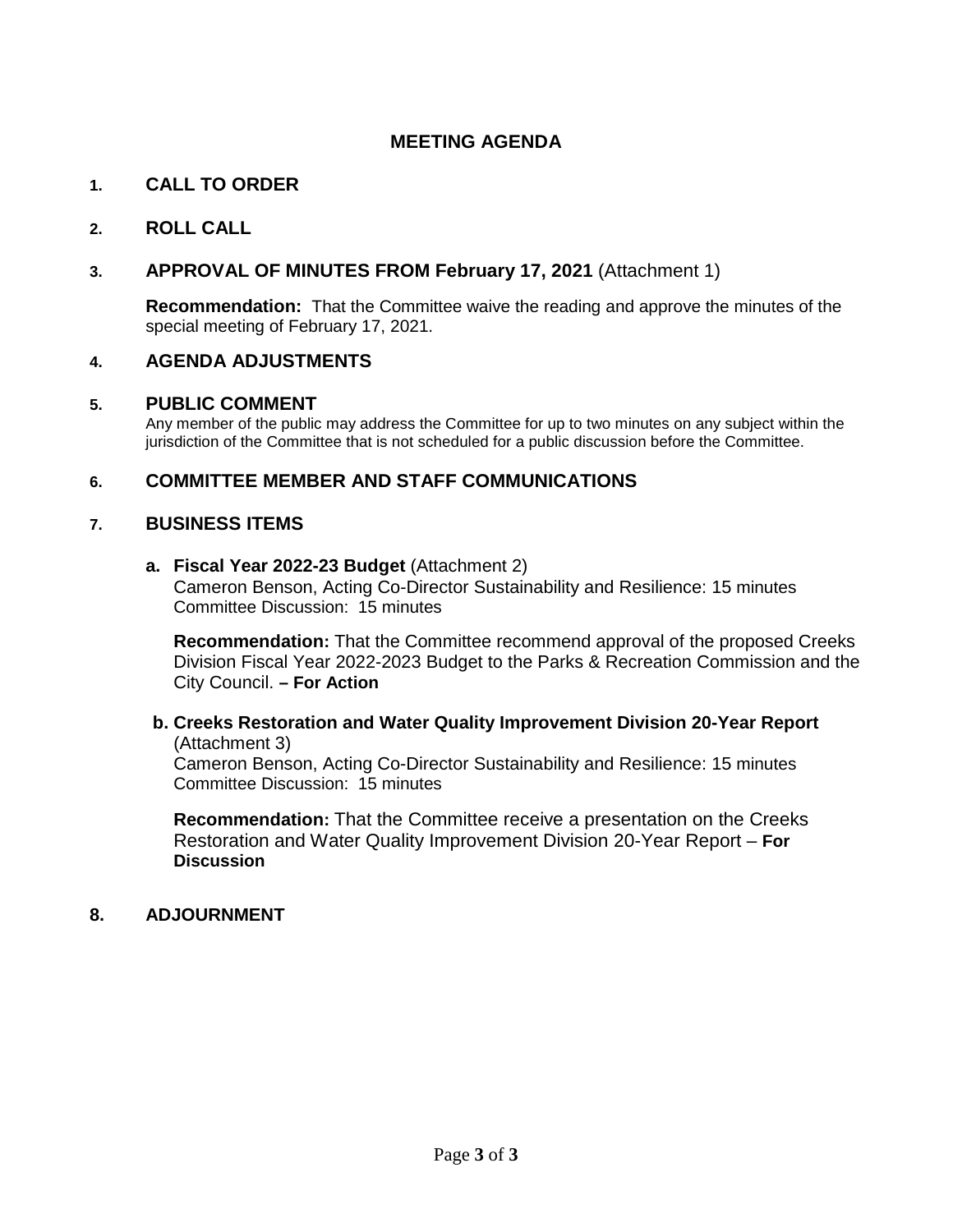# MEETING AGENDA

## 1. CALL TO ORDER

## 2. ROLL CALL

## 3. APPROVAL OF MINUTES FROM February 17, 2021 (Attachment 1)

**Recommendation:** That the Committee waive the reading and approve the minutes of the special meeting of February 17, 2021.

## 4. AGENDA ADJUSTMENTS

## 5. PUBLIC COMMENT

Any member of the public may address the Committee for up to two minutes on any subject within the jurisdiction of the Committee that is not scheduled for a public discussion before the Committee.

## 6. COMMITTEE MEMBER AND STAFF COMMUNICATIONS

## 7. BUSINESS ITEMS

**a. Fiscal Year 2022-23 Budget** (Attachment 2)
Cameron Benson, Acting Co-Director Sustainability and Resilience: 15 minutes
Committee Discussion: 15 minutes

**Recommendation:** That the Committee recommend approval of the proposed Creeks Division Fiscal Year 2022-2023 Budget to the Parks & Recreation Commission and the City Council. **– For Action**

**b. Creeks Restoration and Water Quality Improvement Division 20-Year Report** (Attachment 3)
Cameron Benson, Acting Co-Director Sustainability and Resilience: 15 minutes
Committee Discussion: 15 minutes

**Recommendation:** That the Committee receive a presentation on the Creeks Restoration and Water Quality Improvement Division 20-Year Report – **For Discussion**

## 8. ADJOURNMENT